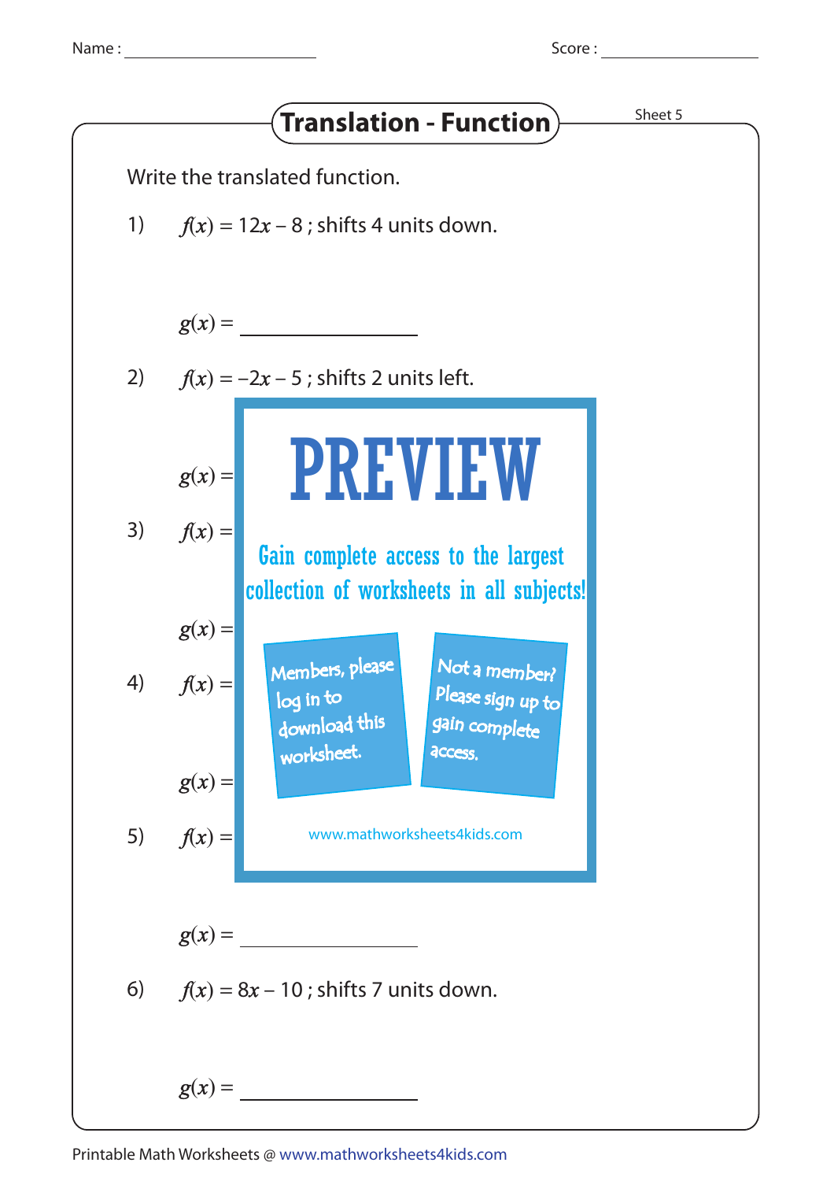Name : ____________________ Score : ____________________

# Translation - Function

Sheet 5

Write the translated function.

1) $f(x) = 12x - 8$ ; shifts 4 units down.

$g(x) =$ ____________________

2) $f(x) = -2x - 5$ ; shifts 2 units left.

$g(x) =$

3) $f(x) =$

$g(x) =$

4) $f(x) =$

$g(x) =$

5) $f(x) =$

$g(x) =$ ____________________

6) $f(x) = 8x - 10$ ; shifts 7 units down.

$g(x) =$ ____________________

PREVIEW

Gain complete access to the largest collection of worksheets in all subjects!

Members, please log in to download this worksheet.

Not a member? Please sign up to gain complete access.

www.mathworksheets4kids.com

Printable Math Worksheets @ www.mathworksheets4kids.com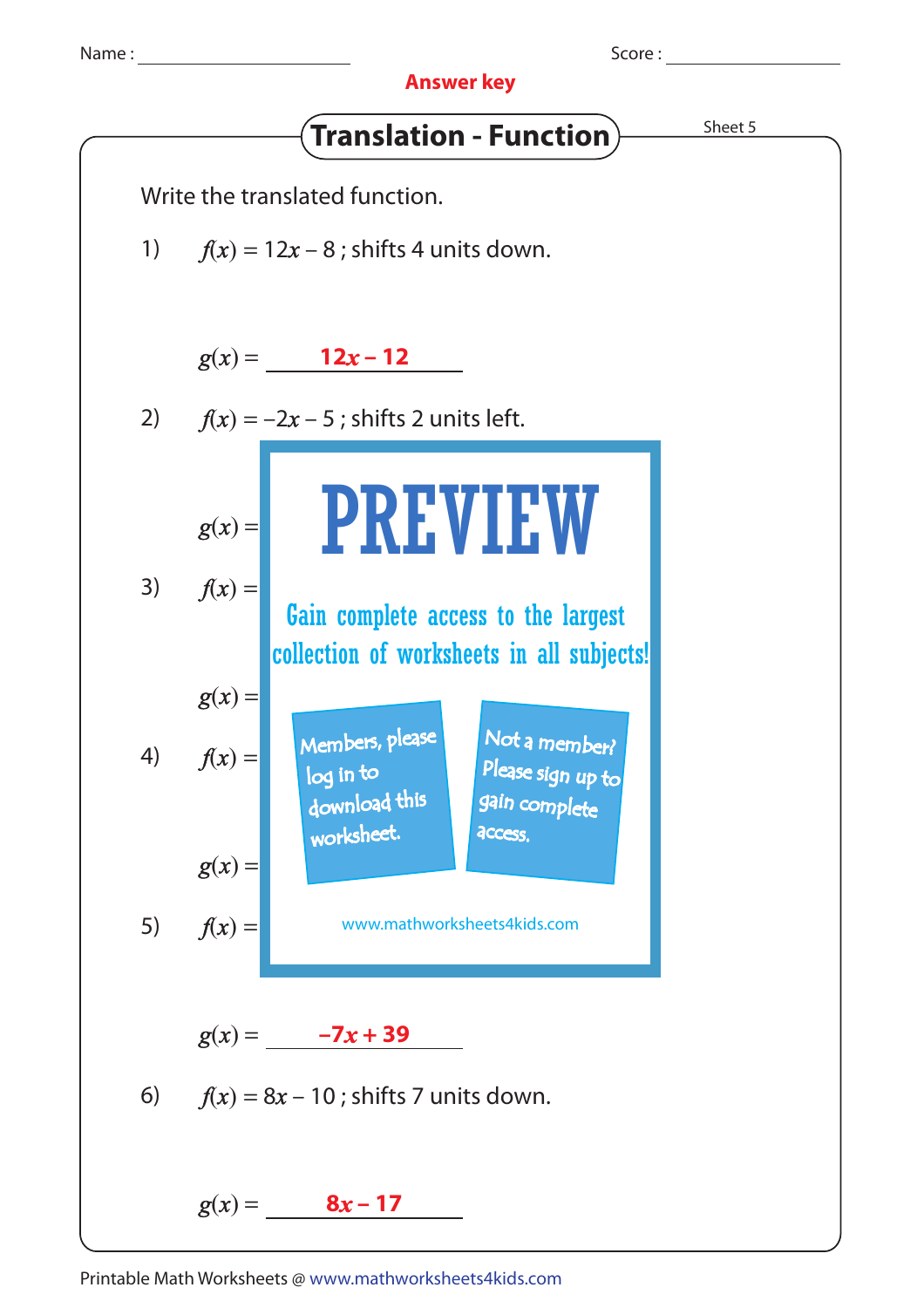Name : ____________ Score : ____________

**Answer key**

# Translation - Function

Sheet 5

Write the translated function.

1) $f(x) = 12x - 8$ ; shifts 4 units down.

$g(x) =$ **$12x - 12$**

2) $f(x) = -2x - 5$ ; shifts 2 units left.

$g(x) =$

3) $f(x) =$

$g(x) =$

4) $f(x) =$

$g(x) =$

5) $f(x) =$

PREVIEW

Gain complete access to the largest collection of worksheets in all subjects!

Members, please log in to download this worksheet.

Not a member? Please sign up to gain complete access.

www.mathworksheets4kids.com

$g(x) =$ **$-7x + 39$**

6) $f(x) = 8x - 10$ ; shifts 7 units down.

$g(x) =$ **$8x - 17$**

Printable Math Worksheets @ www.mathworksheets4kids.com